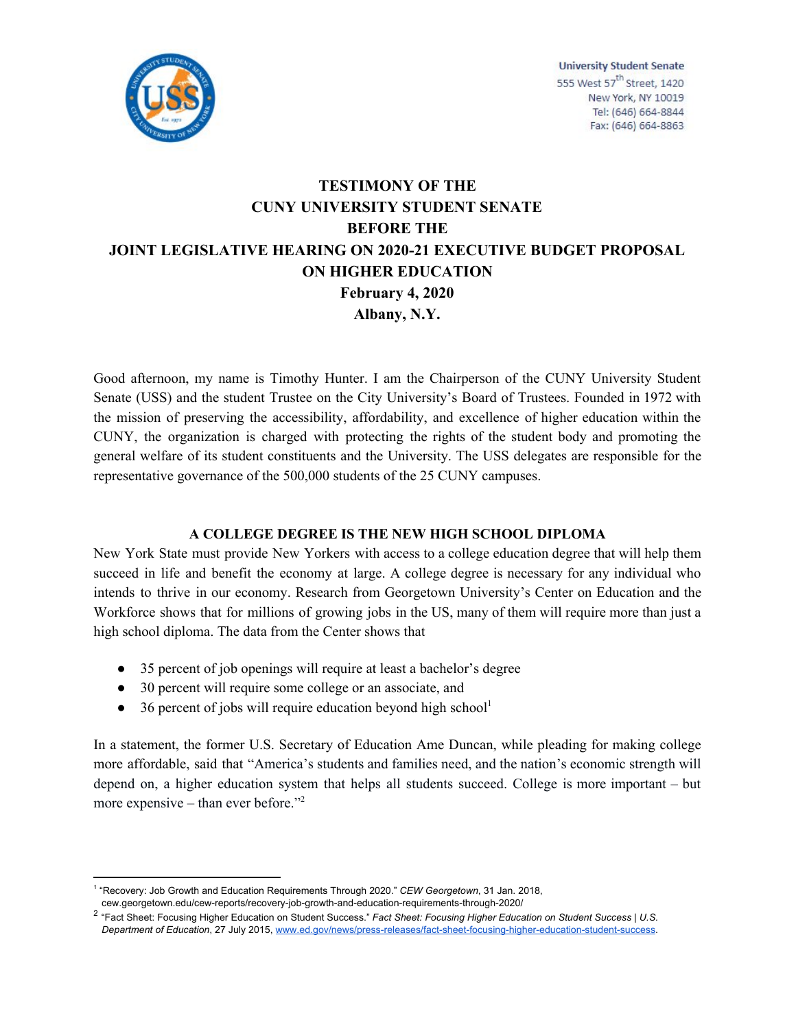University Student Senate
555 West 57th Street, 1420
New York, NY 10019
Tel: (646) 664-8844
Fax: (646) 664-8863

# TESTIMONY OF THE CUNY UNIVERSITY STUDENT SENATE BEFORE THE JOINT LEGISLATIVE HEARING ON 2020-21 EXECUTIVE BUDGET PROPOSAL ON HIGHER EDUCATION

**February 4, 2020**

**Albany, N.Y.**

Good afternoon, my name is Timothy Hunter. I am the Chairperson of the CUNY University Student Senate (USS) and the student Trustee on the City University's Board of Trustees. Founded in 1972 with the mission of preserving the accessibility, affordability, and excellence of higher education within the CUNY, the organization is charged with protecting the rights of the student body and promoting the general welfare of its student constituents and the University. The USS delegates are responsible for the representative governance of the 500,000 students of the 25 CUNY campuses.

## A COLLEGE DEGREE IS THE NEW HIGH SCHOOL DIPLOMA

New York State must provide New Yorkers with access to a college education degree that will help them succeed in life and benefit the economy at large. A college degree is necessary for any individual who intends to thrive in our economy. Research from Georgetown University's Center on Education and the Workforce shows that for millions of growing jobs in the US, many of them will require more than just a high school diploma. The data from the Center shows that

- 35 percent of job openings will require at least a bachelor's degree
- 30 percent will require some college or an associate, and
- 36 percent of jobs will require education beyond high school[1]

In a statement, the former U.S. Secretary of Education Ame Duncan, while pleading for making college more affordable, said that "America's students and families need, and the nation's economic strength will depend on, a higher education system that helps all students succeed. College is more important – but more expensive – than ever before."[2]

---

[1] "Recovery: Job Growth and Education Requirements Through 2020." *CEW Georgetown*, 31 Jan. 2018, cew.georgetown.edu/cew-reports/recovery-job-growth-and-education-requirements-through-2020/

[2] "Fact Sheet: Focusing Higher Education on Student Success." *Fact Sheet: Focusing Higher Education on Student Success | U.S. Department of Education*, 27 July 2015, www.ed.gov/news/press-releases/fact-sheet-focusing-higher-education-student-success.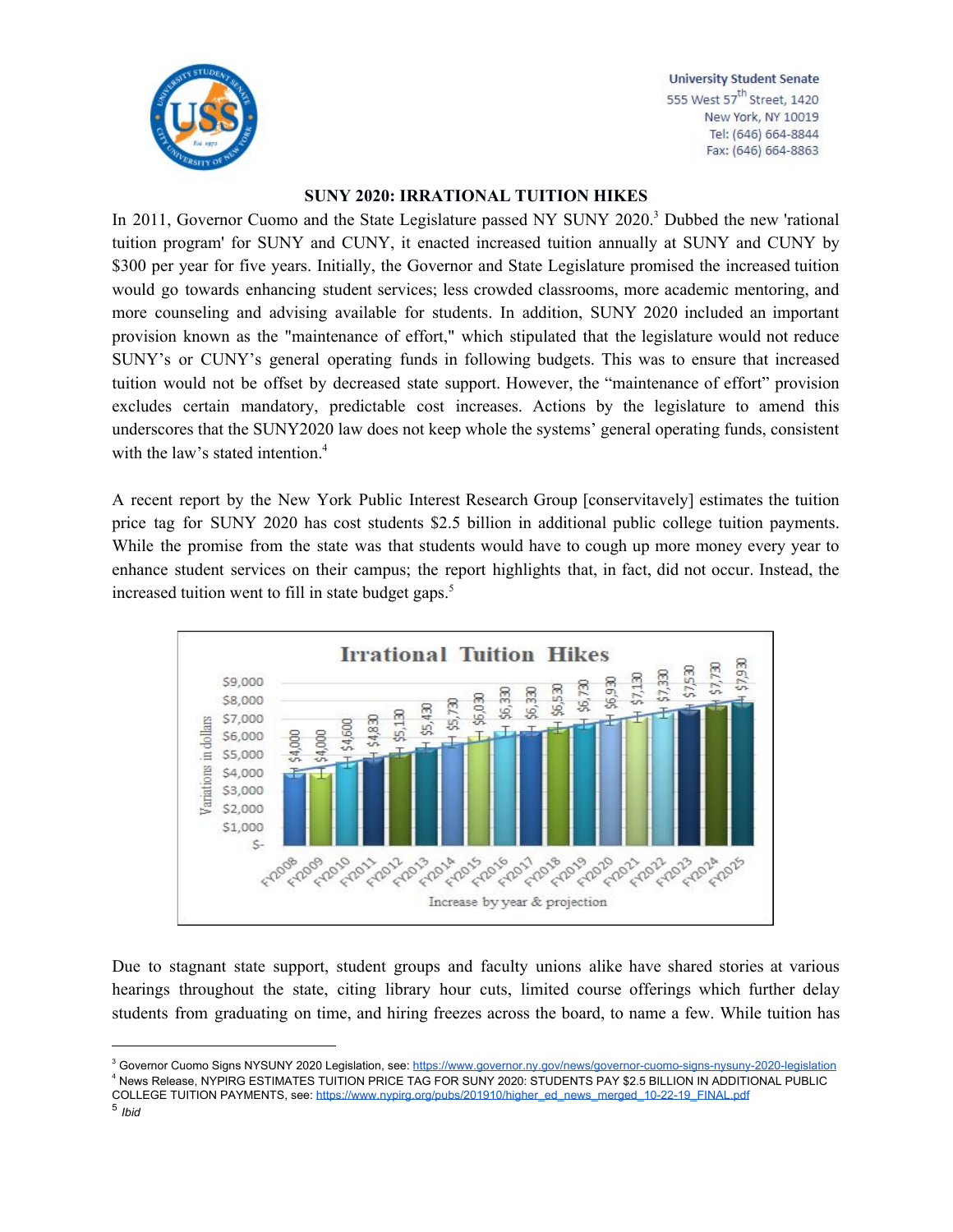University Student Senate
555 West 57th Street, 1420
New York, NY 10019
Tel: (646) 664-8844
Fax: (646) 664-8863

## SUNY 2020: IRRATIONAL TUITION HIKES

In 2011, Governor Cuomo and the State Legislature passed NY SUNY 2020.[3] Dubbed the new 'rational tuition program' for SUNY and CUNY, it enacted increased tuition annually at SUNY and CUNY by $300 per year for five years. Initially, the Governor and State Legislature promised the increased tuition would go towards enhancing student services; less crowded classrooms, more academic mentoring, and more counseling and advising available for students. In addition, SUNY 2020 included an important provision known as the "maintenance of effort," which stipulated that the legislature would not reduce SUNY's or CUNY's general operating funds in following budgets. This was to ensure that increased tuition would not be offset by decreased state support. However, the "maintenance of effort" provision excludes certain mandatory, predictable cost increases. Actions by the legislature to amend this underscores that the SUNY2020 law does not keep whole the systems' general operating funds, consistent with the law's stated intention.[4]

A recent report by the New York Public Interest Research Group [conservitavely] estimates the tuition price tag for SUNY 2020 has cost students $2.5 billion in additional public college tuition payments. While the promise from the state was that students would have to cough up more money every year to enhance student services on their campus; the report highlights that, in fact, did not occur. Instead, the increased tuition went to fill in state budget gaps.[5]

**Irrational Tuition Hikes**

| Year | Tuition |
|---|---|
| FY2008 | $4,000 |
| FY2009 | $4,000 |
| FY2010 | $4,600 |
| FY2011 | $4,830 |
| FY2012 | $5,130 |
| FY2013 | $5,430 |
| FY2014 | $5,730 |
| FY2015 | $6,030 |
| FY2016 | $6,330 |
| FY2017 | $6,330 |
| FY2018 | $6,530 |
| FY2019 | $6,730 |
| FY2020 | $6,930 |
| FY2021 | $7,130 |
| FY2022 | $7,330 |
| FY2023 | $7,530 |
| FY2024 | $7,730 |
| FY2025 | $7,930 |

Y-axis: Variations in dollars; X-axis: Increase by year & projection

Due to stagnant state support, student groups and faculty unions alike have shared stories at various hearings throughout the state, citing library hour cuts, limited course offerings which further delay students from graduating on time, and hiring freezes across the board, to name a few. While tuition has

---

[3] Governor Cuomo Signs NYSUNY 2020 Legislation, see: https://www.governor.ny.gov/news/governor-cuomo-signs-nysuny-2020-legislation

[4] News Release, NYPIRG ESTIMATES TUITION PRICE TAG FOR SUNY 2020: STUDENTS PAY $2.5 BILLION IN ADDITIONAL PUBLIC COLLEGE TUITION PAYMENTS, see: https://www.nypirg.org/pubs/201910/higher_ed_news_merged_10-22-19_FINAL.pdf

[5] *Ibid*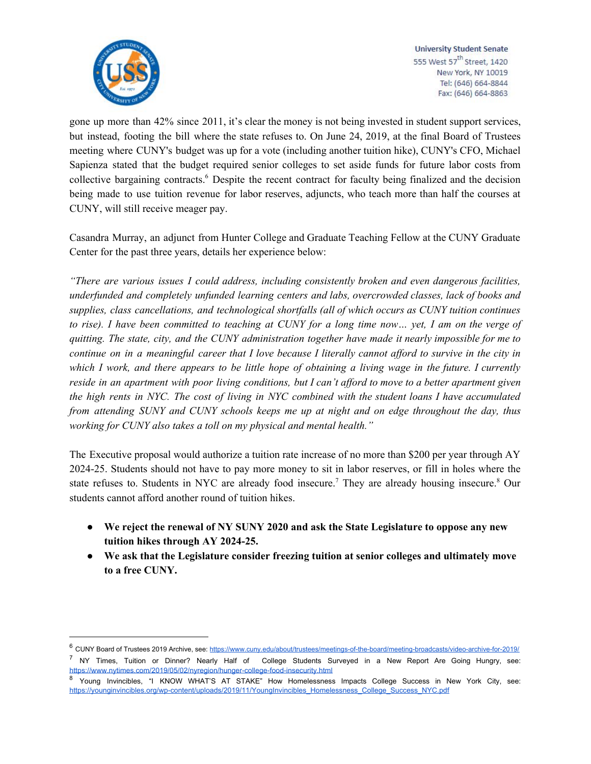gone up more than 42% since 2011, it's clear the money is not being invested in student support services, but instead, footing the bill where the state refuses to. On June 24, 2019, at the final Board of Trustees meeting where CUNY's budget was up for a vote (including another tuition hike), CUNY's CFO, Michael Sapienza stated that the budget required senior colleges to set aside funds for future labor costs from collective bargaining contracts.[6] Despite the recent contract for faculty being finalized and the decision being made to use tuition revenue for labor reserves, adjuncts, who teach more than half the courses at CUNY, will still receive meager pay.

Casandra Murray, an adjunct from Hunter College and Graduate Teaching Fellow at the CUNY Graduate Center for the past three years, details her experience below:

*"There are various issues I could address, including consistently broken and even dangerous facilities, underfunded and completely unfunded learning centers and labs, overcrowded classes, lack of books and supplies, class cancellations, and technological shortfalls (all of which occurs as CUNY tuition continues to rise). I have been committed to teaching at CUNY for a long time now… yet, I am on the verge of quitting. The state, city, and the CUNY administration together have made it nearly impossible for me to continue on in a meaningful career that I love because I literally cannot afford to survive in the city in which I work, and there appears to be little hope of obtaining a living wage in the future. I currently reside in an apartment with poor living conditions, but I can't afford to move to a better apartment given the high rents in NYC. The cost of living in NYC combined with the student loans I have accumulated from attending SUNY and CUNY schools keeps me up at night and on edge throughout the day, thus working for CUNY also takes a toll on my physical and mental health."*

The Executive proposal would authorize a tuition rate increase of no more than $200 per year through AY 2024-25. Students should not have to pay more money to sit in labor reserves, or fill in holes where the state refuses to. Students in NYC are already food insecure.[7] They are already housing insecure.[8] Our students cannot afford another round of tuition hikes.

- **We reject the renewal of NY SUNY 2020 and ask the State Legislature to oppose any new tuition hikes through AY 2024-25.**
- **We ask that the Legislature consider freezing tuition at senior colleges and ultimately move to a free CUNY.**

---

[6] CUNY Board of Trustees 2019 Archive, see: https://www.cuny.edu/about/trustees/meetings-of-the-board/meeting-broadcasts/video-archive-for-2019/

[7] NY Times, Tuition or Dinner? Nearly Half of College Students Surveyed in a New Report Are Going Hungry, see: https://www.nytimes.com/2019/05/02/nyregion/hunger-college-food-insecurity.html

[8] Young Invincibles, "I KNOW WHAT'S AT STAKE" How Homelessness Impacts College Success in New York City, see: https://younginvincibles.org/wp-content/uploads/2019/11/YoungInvincibles_Homelessness_College_Success_NYC.pdf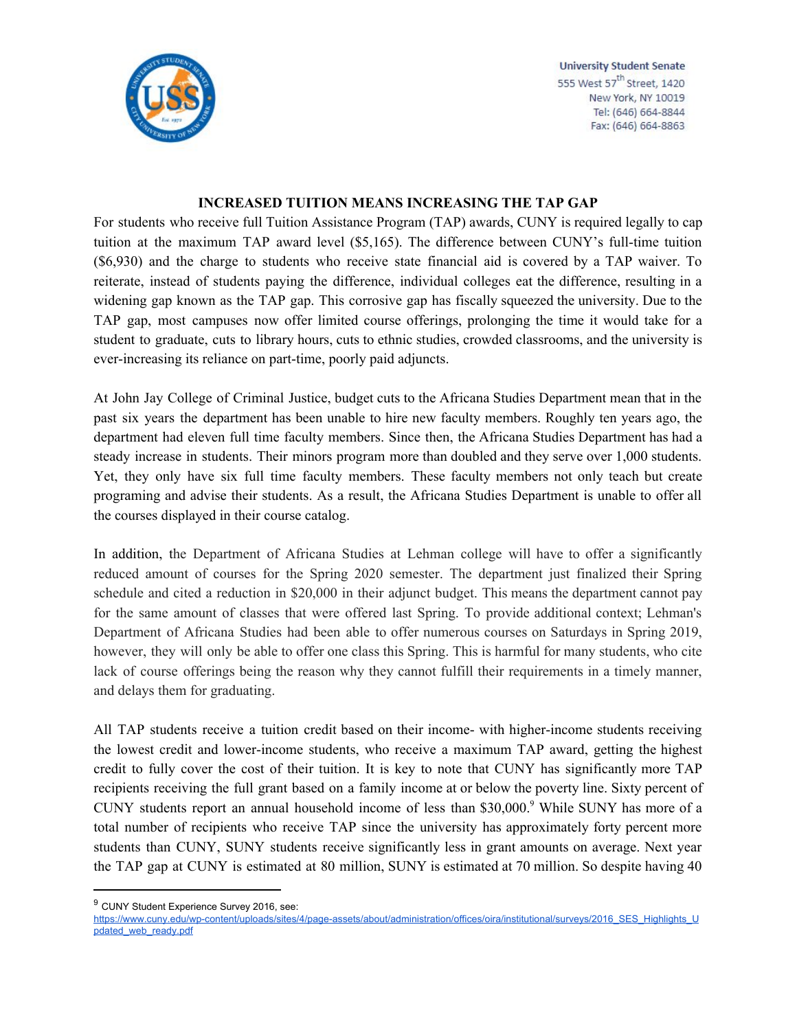University Student Senate
555 West 57th Street, 1420
New York, NY 10019
Tel: (646) 664-8844
Fax: (646) 664-8863

## INCREASED TUITION MEANS INCREASING THE TAP GAP

For students who receive full Tuition Assistance Program (TAP) awards, CUNY is required legally to cap tuition at the maximum TAP award level ($5,165). The difference between CUNY's full-time tuition ($6,930) and the charge to students who receive state financial aid is covered by a TAP waiver. To reiterate, instead of students paying the difference, individual colleges eat the difference, resulting in a widening gap known as the TAP gap. This corrosive gap has fiscally squeezed the university. Due to the TAP gap, most campuses now offer limited course offerings, prolonging the time it would take for a student to graduate, cuts to library hours, cuts to ethnic studies, crowded classrooms, and the university is ever-increasing its reliance on part-time, poorly paid adjuncts.

At John Jay College of Criminal Justice, budget cuts to the Africana Studies Department mean that in the past six years the department has been unable to hire new faculty members. Roughly ten years ago, the department had eleven full time faculty members. Since then, the Africana Studies Department has had a steady increase in students. Their minors program more than doubled and they serve over 1,000 students. Yet, they only have six full time faculty members. These faculty members not only teach but create programing and advise their students. As a result, the Africana Studies Department is unable to offer all the courses displayed in their course catalog.

In addition, the Department of Africana Studies at Lehman college will have to offer a significantly reduced amount of courses for the Spring 2020 semester. The department just finalized their Spring schedule and cited a reduction in $20,000 in their adjunct budget. This means the department cannot pay for the same amount of classes that were offered last Spring. To provide additional context; Lehman's Department of Africana Studies had been able to offer numerous courses on Saturdays in Spring 2019, however, they will only be able to offer one class this Spring. This is harmful for many students, who cite lack of course offerings being the reason why they cannot fulfill their requirements in a timely manner, and delays them for graduating.

All TAP students receive a tuition credit based on their income- with higher-income students receiving the lowest credit and lower-income students, who receive a maximum TAP award, getting the highest credit to fully cover the cost of their tuition. It is key to note that CUNY has significantly more TAP recipients receiving the full grant based on a family income at or below the poverty line. Sixty percent of CUNY students report an annual household income of less than $30,000.[9] While SUNY has more of a total number of recipients who receive TAP since the university has approximately forty percent more students than CUNY, SUNY students receive significantly less in grant amounts on average. Next year the TAP gap at CUNY is estimated at 80 million, SUNY is estimated at 70 million. So despite having 40

[9] CUNY Student Experience Survey 2016, see: https://www.cuny.edu/wp-content/uploads/sites/4/page-assets/about/administration/offices/oira/institutional/surveys/2016_SES_Highlights_Updated_web_ready.pdf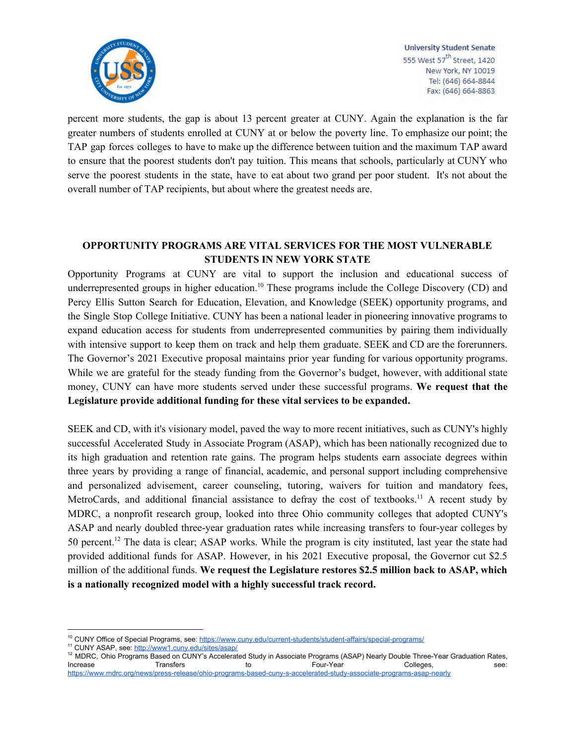percent more students, the gap is about 13 percent greater at CUNY. Again the explanation is the far greater numbers of students enrolled at CUNY at or below the poverty line. To emphasize our point; the TAP gap forces colleges to have to make up the difference between tuition and the maximum TAP award to ensure that the poorest students don't pay tuition. This means that schools, particularly at CUNY who serve the poorest students in the state, have to eat about two grand per poor student. It's not about the overall number of TAP recipients, but about where the greatest needs are.

## OPPORTUNITY PROGRAMS ARE VITAL SERVICES FOR THE MOST VULNERABLE STUDENTS IN NEW YORK STATE

Opportunity Programs at CUNY are vital to support the inclusion and educational success of underrepresented groups in higher education.[10] These programs include the College Discovery (CD) and Percy Ellis Sutton Search for Education, Elevation, and Knowledge (SEEK) opportunity programs, and the Single Stop College Initiative. CUNY has been a national leader in pioneering innovative programs to expand education access for students from underrepresented communities by pairing them individually with intensive support to keep them on track and help them graduate. SEEK and CD are the forerunners. The Governor's 2021 Executive proposal maintains prior year funding for various opportunity programs. While we are grateful for the steady funding from the Governor's budget, however, with additional state money, CUNY can have more students served under these successful programs. **We request that the Legislature provide additional funding for these vital services to be expanded.**

SEEK and CD, with it's visionary model, paved the way to more recent initiatives, such as CUNY's highly successful Accelerated Study in Associate Program (ASAP), which has been nationally recognized due to its high graduation and retention rate gains. The program helps students earn associate degrees within three years by providing a range of financial, academic, and personal support including comprehensive and personalized advisement, career counseling, tutoring, waivers for tuition and mandatory fees, MetroCards, and additional financial assistance to defray the cost of textbooks.[11] A recent study by MDRC, a nonprofit research group, looked into three Ohio community colleges that adopted CUNY's ASAP and nearly doubled three-year graduation rates while increasing transfers to four-year colleges by 50 percent.[12] The data is clear; ASAP works. While the program is city instituted, last year the state had provided additional funds for ASAP. However, in his 2021 Executive proposal, the Governor cut $2.5 million of the additional funds. **We request the Legislature restores $2.5 million back to ASAP, which is a nationally recognized model with a highly successful track record.**

---

[10] CUNY Office of Special Programs, see: https://www.cuny.edu/current-students/student-affairs/special-programs/

[11] CUNY ASAP, see: http://www1.cuny.edu/sites/asap/

[12] MDRC, Ohio Programs Based on CUNY's Accelerated Study in Associate Programs (ASAP) Nearly Double Three-Year Graduation Rates, Increase Transfers to Four-Year Colleges, see: https://www.mdrc.org/news/press-release/ohio-programs-based-cuny-s-accelerated-study-associate-programs-asap-nearly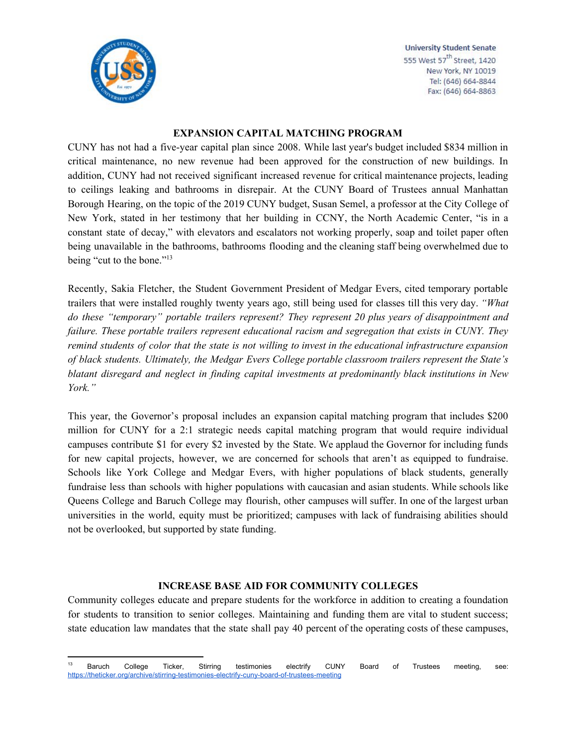## EXPANSION CAPITAL MATCHING PROGRAM

CUNY has not had a five-year capital plan since 2008. While last year's budget included $834 million in critical maintenance, no new revenue had been approved for the construction of new buildings. In addition, CUNY had not received significant increased revenue for critical maintenance projects, leading to ceilings leaking and bathrooms in disrepair. At the CUNY Board of Trustees annual Manhattan Borough Hearing, on the topic of the 2019 CUNY budget, Susan Semel, a professor at the City College of New York, stated in her testimony that her building in CCNY, the North Academic Center, "is in a constant state of decay," with elevators and escalators not working properly, soap and toilet paper often being unavailable in the bathrooms, bathrooms flooding and the cleaning staff being overwhelmed due to being "cut to the bone."[13]

Recently, Sakia Fletcher, the Student Government President of Medgar Evers, cited temporary portable trailers that were installed roughly twenty years ago, still being used for classes till this very day. *"What do these "temporary" portable trailers represent? They represent 20 plus years of disappointment and failure. These portable trailers represent educational racism and segregation that exists in CUNY. They remind students of color that the state is not willing to invest in the educational infrastructure expansion of black students. Ultimately, the Medgar Evers College portable classroom trailers represent the State's blatant disregard and neglect in finding capital investments at predominantly black institutions in New York."*

This year, the Governor's proposal includes an expansion capital matching program that includes $200 million for CUNY for a 2:1 strategic needs capital matching program that would require individual campuses contribute $1 for every $2 invested by the State. We applaud the Governor for including funds for new capital projects, however, we are concerned for schools that aren't as equipped to fundraise. Schools like York College and Medgar Evers, with higher populations of black students, generally fundraise less than schools with higher populations with caucasian and asian students. While schools like Queens College and Baruch College may flourish, other campuses will suffer. In one of the largest urban universities in the world, equity must be prioritized; campuses with lack of fundraising abilities should not be overlooked, but supported by state funding.

## INCREASE BASE AID FOR COMMUNITY COLLEGES

Community colleges educate and prepare students for the workforce in addition to creating a foundation for students to transition to senior colleges. Maintaining and funding them are vital to student success; state education law mandates that the state shall pay 40 percent of the operating costs of these campuses,

---

[13] Baruch College Ticker, Stirring testimonies electrify CUNY Board of Trustees meeting, see: https://theticker.org/archive/stirring-testimonies-electrify-cuny-board-of-trustees-meeting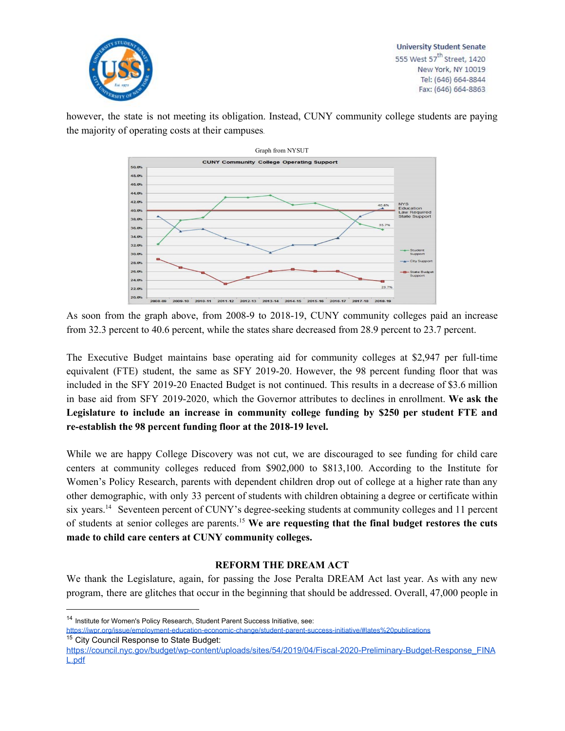however, the state is not meeting its obligation. Instead, CUNY community college students are paying the majority of operating costs at their campuses.

Graph from NYSUT

As soon from the graph above, from 2008-9 to 2018-19, CUNY community colleges paid an increase from 32.3 percent to 40.6 percent, while the states share decreased from 28.9 percent to 23.7 percent.

The Executive Budget maintains base operating aid for community colleges at $2,947 per full-time equivalent (FTE) student, the same as SFY 2019-20. However, the 98 percent funding floor that was included in the SFY 2019-20 Enacted Budget is not continued. This results in a decrease of $3.6 million in base aid from SFY 2019-2020, which the Governor attributes to declines in enrollment. **We ask the Legislature to include an increase in community college funding by $250 per student FTE and re-establish the 98 percent funding floor at the 2018-19 level.**

While we are happy College Discovery was not cut, we are discouraged to see funding for child care centers at community colleges reduced from $902,000 to $813,100. According to the Institute for Women's Policy Research, parents with dependent children drop out of college at a higher rate than any other demographic, with only 33 percent of students with children obtaining a degree or certificate within six years.[14] Seventeen percent of CUNY's degree-seeking students at community colleges and 11 percent of students at senior colleges are parents.[15] **We are requesting that the final budget restores the cuts made to child care centers at CUNY community colleges.**

## REFORM THE DREAM ACT

We thank the Legislature, again, for passing the Jose Peralta DREAM Act last year. As with any new program, there are glitches that occur in the beginning that should be addressed. Overall, 47,000 people in

---

[14] Institute for Women's Policy Research, Student Parent Success Initiative, see: https://iwpr.org/issue/employment-education-economic-change/student-parent-success-initiative/#lates%20publications

[15] City Council Response to State Budget: https://council.nyc.gov/budget/wp-content/uploads/sites/54/2019/04/Fiscal-2020-Preliminary-Budget-Response_FINAL.pdf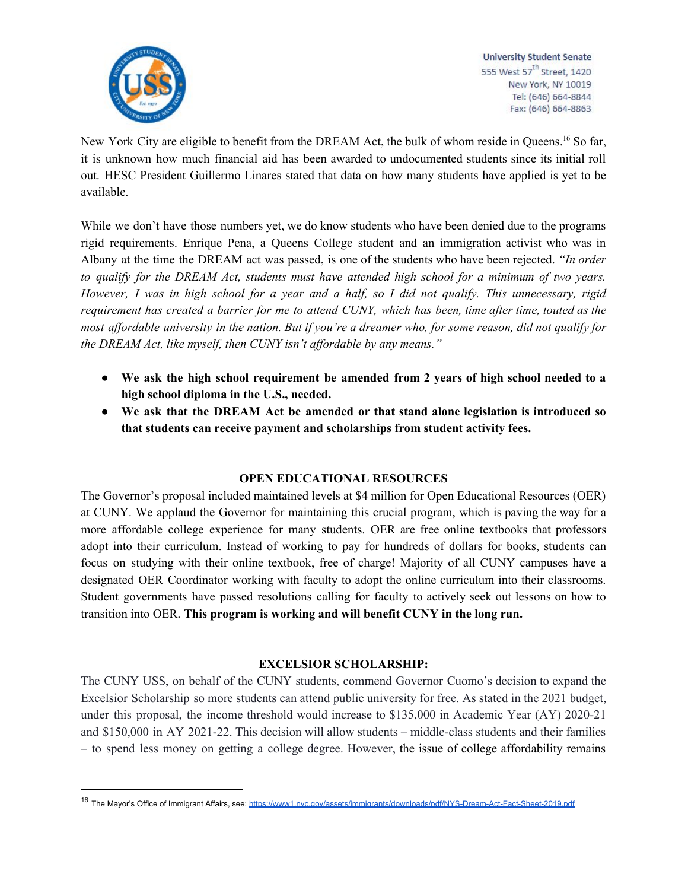New York City are eligible to benefit from the DREAM Act, the bulk of whom reside in Queens.[16] So far, it is unknown how much financial aid has been awarded to undocumented students since its initial roll out. HESC President Guillermo Linares stated that data on how many students have applied is yet to be available.

While we don't have those numbers yet, we do know students who have been denied due to the programs rigid requirements. Enrique Pena, a Queens College student and an immigration activist who was in Albany at the time the DREAM act was passed, is one of the students who have been rejected. *"In order to qualify for the DREAM Act, students must have attended high school for a minimum of two years. However, I was in high school for a year and a half, so I did not qualify. This unnecessary, rigid requirement has created a barrier for me to attend CUNY, which has been, time after time, touted as the most affordable university in the nation. But if you're a dreamer who, for some reason, did not qualify for the DREAM Act, like myself, then CUNY isn't affordable by any means."*

- **We ask the high school requirement be amended from 2 years of high school needed to a high school diploma in the U.S., needed.**
- **We ask that the DREAM Act be amended or that stand alone legislation is introduced so that students can receive payment and scholarships from student activity fees.**

## OPEN EDUCATIONAL RESOURCES

The Governor's proposal included maintained levels at $4 million for Open Educational Resources (OER) at CUNY. We applaud the Governor for maintaining this crucial program, which is paving the way for a more affordable college experience for many students. OER are free online textbooks that professors adopt into their curriculum. Instead of working to pay for hundreds of dollars for books, students can focus on studying with their online textbook, free of charge! Majority of all CUNY campuses have a designated OER Coordinator working with faculty to adopt the online curriculum into their classrooms. Student governments have passed resolutions calling for faculty to actively seek out lessons on how to transition into OER. **This program is working and will benefit CUNY in the long run.**

## EXCELSIOR SCHOLARSHIP:

The CUNY USS, on behalf of the CUNY students, commend Governor Cuomo's decision to expand the Excelsior Scholarship so more students can attend public university for free. As stated in the 2021 budget, under this proposal, the income threshold would increase to $135,000 in Academic Year (AY) 2020-21 and $150,000 in AY 2021-22. This decision will allow students – middle-class students and their families – to spend less money on getting a college degree. However, the issue of college affordability remains

---

[16] The Mayor's Office of Immigrant Affairs, see: https://www1.nyc.gov/assets/immigrants/downloads/pdf/NYS-Dream-Act-Fact-Sheet-2019.pdf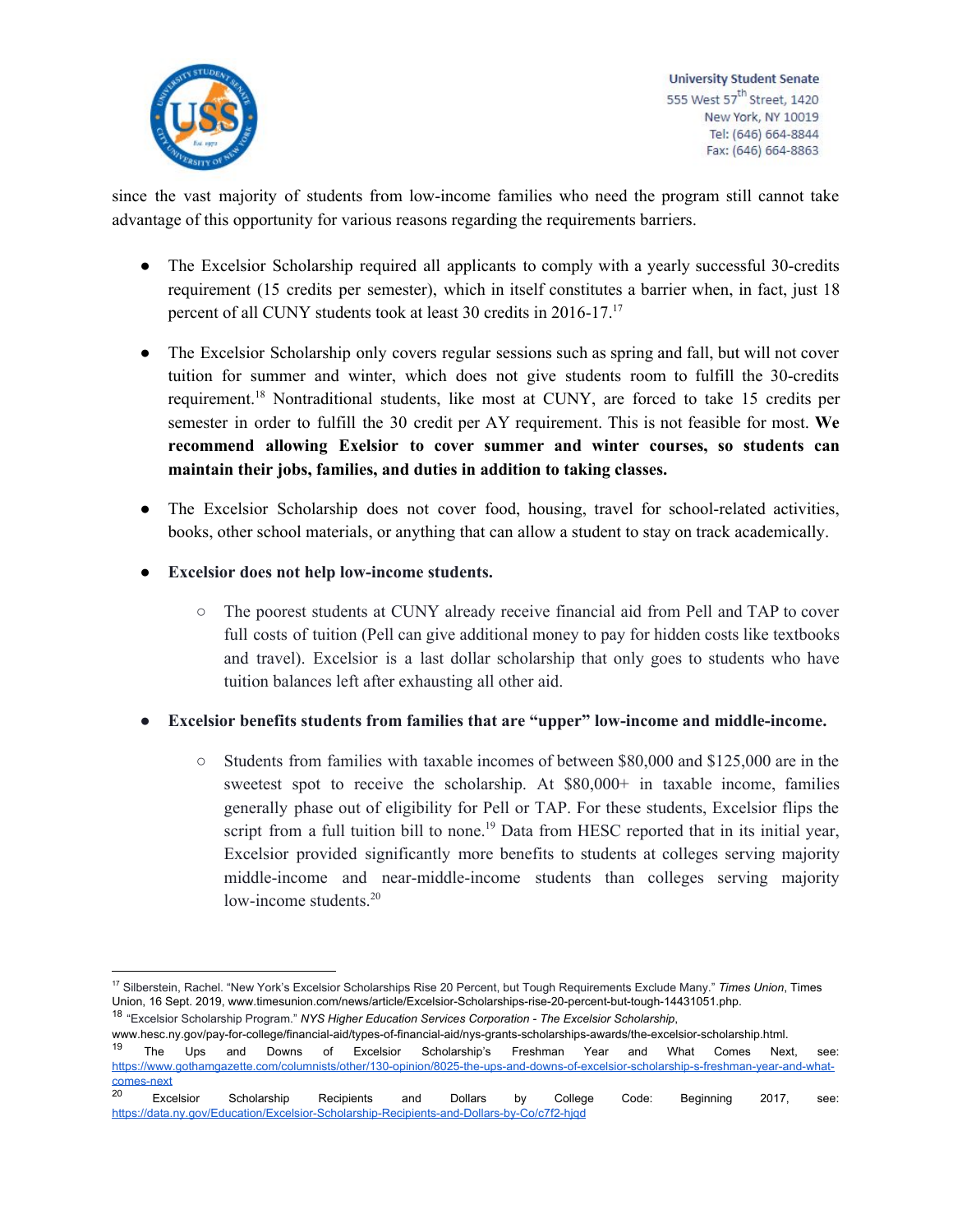since the vast majority of students from low-income families who need the program still cannot take advantage of this opportunity for various reasons regarding the requirements barriers.

- The Excelsior Scholarship required all applicants to comply with a yearly successful 30-credits requirement (15 credits per semester), which in itself constitutes a barrier when, in fact, just 18 percent of all CUNY students took at least 30 credits in 2016-17.[17]
- The Excelsior Scholarship only covers regular sessions such as spring and fall, but will not cover tuition for summer and winter, which does not give students room to fulfill the 30-credits requirement.[18] Nontraditional students, like most at CUNY, are forced to take 15 credits per semester in order to fulfill the 30 credit per AY requirement. This is not feasible for most. **We recommend allowing Exelsior to cover summer and winter courses, so students can maintain their jobs, families, and duties in addition to taking classes.**
- The Excelsior Scholarship does not cover food, housing, travel for school-related activities, books, other school materials, or anything that can allow a student to stay on track academically.
- **Excelsior does not help low-income students.**
  - The poorest students at CUNY already receive financial aid from Pell and TAP to cover full costs of tuition (Pell can give additional money to pay for hidden costs like textbooks and travel). Excelsior is a last dollar scholarship that only goes to students who have tuition balances left after exhausting all other aid.
- **Excelsior benefits students from families that are "upper" low-income and middle-income.**
  - Students from families with taxable incomes of between $80,000 and $125,000 are in the sweetest spot to receive the scholarship. At $80,000+ in taxable income, families generally phase out of eligibility for Pell or TAP. For these students, Excelsior flips the script from a full tuition bill to none.[19] Data from HESC reported that in its initial year, Excelsior provided significantly more benefits to students at colleges serving majority middle-income and near-middle-income students than colleges serving majority low-income students.[20]

---

[17] Silberstein, Rachel. "New York's Excelsior Scholarships Rise 20 Percent, but Tough Requirements Exclude Many." *Times Union*, Times Union, 16 Sept. 2019, www.timesunion.com/news/article/Excelsior-Scholarships-rise-20-percent-but-tough-14431051.php.

[18] "Excelsior Scholarship Program." *NYS Higher Education Services Corporation - The Excelsior Scholarship*, www.hesc.ny.gov/pay-for-college/financial-aid/types-of-financial-aid/nys-grants-scholarships-awards/the-excelsior-scholarship.html.

[19] The Ups and Downs of Excelsior Scholarship's Freshman Year and What Comes Next, see: https://www.gothamgazette.com/columnists/other/130-opinion/8025-the-ups-and-downs-of-excelsior-scholarship-s-freshman-year-and-what-comes-next

[20] Excelsior Scholarship Recipients and Dollars by College Code: Beginning 2017, see: https://data.ny.gov/Education/Excelsior-Scholarship-Recipients-and-Dollars-by-Co/c7f2-hjqd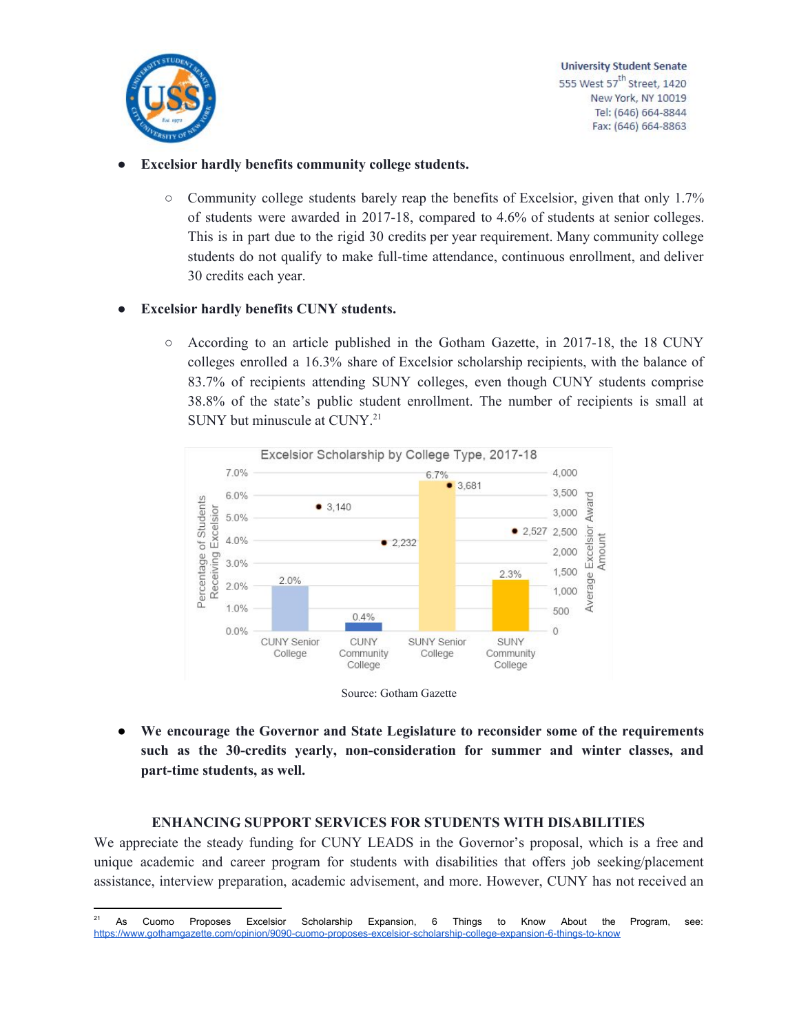- **Excelsior hardly benefits community college students.**
  - Community college students barely reap the benefits of Excelsior, given that only 1.7% of students were awarded in 2017-18, compared to 4.6% of students at senior colleges. This is in part due to the rigid 30 credits per year requirement. Many community college students do not qualify to make full-time attendance, continuous enrollment, and deliver 30 credits each year.
- **Excelsior hardly benefits CUNY students.**
  - According to an article published in the Gotham Gazette, in 2017-18, the 18 CUNY colleges enrolled a 16.3% share of Excelsior scholarship recipients, with the balance of 83.7% of recipients attending SUNY colleges, even though CUNY students comprise 38.8% of the state's public student enrollment. The number of recipients is small at SUNY but minuscule at CUNY.[21]

**Excelsior Scholarship by College Type, 2017-18**

| College Type | Percentage of Students Receiving Excelsior | Average Excelsior Award Amount |
|---|---|---|
| CUNY Senior College | 2.0% | 3,140 |
| CUNY Community College | 0.4% | 2,232 |
| SUNY Senior College | 6.7% | 3,681 |
| SUNY Community College | 2.3% | 2,527 |

Source: Gotham Gazette

- **We encourage the Governor and State Legislature to reconsider some of the requirements such as the 30-credits yearly, non-consideration for summer and winter classes, and part-time students, as well.**

## ENHANCING SUPPORT SERVICES FOR STUDENTS WITH DISABILITIES

We appreciate the steady funding for CUNY LEADS in the Governor's proposal, which is a free and unique academic and career program for students with disabilities that offers job seeking/placement assistance, interview preparation, academic advisement, and more. However, CUNY has not received an

[21] As Cuomo Proposes Excelsior Scholarship Expansion, 6 Things to Know About the Program, see: https://www.gothamgazette.com/opinion/9090-cuomo-proposes-excelsior-scholarship-college-expansion-6-things-to-know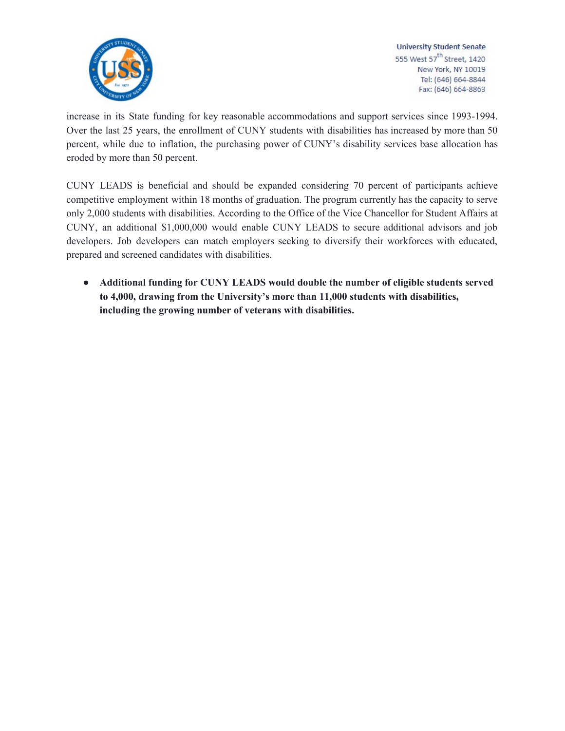increase in its State funding for key reasonable accommodations and support services since 1993-1994. Over the last 25 years, the enrollment of CUNY students with disabilities has increased by more than 50 percent, while due to inflation, the purchasing power of CUNY's disability services base allocation has eroded by more than 50 percent.

CUNY LEADS is beneficial and should be expanded considering 70 percent of participants achieve competitive employment within 18 months of graduation. The program currently has the capacity to serve only 2,000 students with disabilities. According to the Office of the Vice Chancellor for Student Affairs at CUNY, an additional $1,000,000 would enable CUNY LEADS to secure additional advisors and job developers. Job developers can match employers seeking to diversify their workforces with educated, prepared and screened candidates with disabilities.

- **Additional funding for CUNY LEADS would double the number of eligible students served to 4,000, drawing from the University's more than 11,000 students with disabilities, including the growing number of veterans with disabilities.**